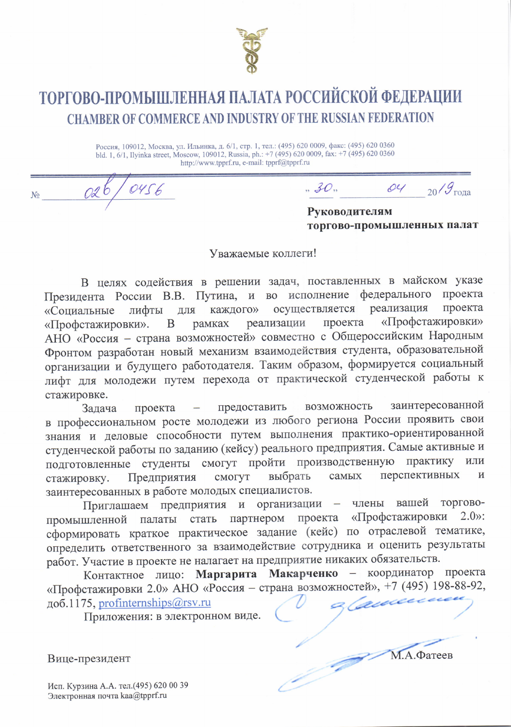# ТОРГОВО-ПРОМЫШЛЕННАЯ ПАЛАТА РОССИЙСКОЙ ФЕДЕРАЦИИ

## CHAMBER OF COMMERCE AND INDUSTRY OF THE RUSSIAN FEDERATION

Россия, 109012, Москва, ул. Ильинка, д. 6/1, стр. 1, тел.: (495) 620 0009, факс: (495) 620 0360
bld. 1, 6/1, Ilyinka street, Moscow, 109012, Russia, ph.: +7 (495) 620 0009, fax: +7 (495) 620 0360
http://www.tpprf.ru, e-mail: tpprf@tpprf.ru

№ 02б/0456 „30" 04 2019 года

**Руководителям**
**торгово-промышленных палат**

Уважаемые коллеги!

В целях содействия в решении задач, поставленных в майском указе Президента России В.В. Путина, и во исполнение федерального проекта «Социальные лифты для каждого» осуществляется реализация проекта «Профстажировки». В рамках реализации проекта «Профстажировки» АНО «Россия – страна возможностей» совместно с Общероссийским Народным Фронтом разработан новый механизм взаимодействия студента, образовательной организации и будущего работодателя. Таким образом, формируется социальный лифт для молодежи путем перехода от практической студенческой работы к стажировке.

Задача проекта – предоставить возможность заинтересованной в профессиональном росте молодежи из любого региона России проявить свои знания и деловые способности путем выполнения практико-ориентированной студенческой работы по заданию (кейсу) реального предприятия. Самые активные и подготовленные студенты смогут пройти производственную практику или стажировку. Предприятия смогут выбрать самых перспективных и заинтересованных в работе молодых специалистов.

Приглашаем предприятия и организации – члены вашей торгово-промышленной палаты стать партнером проекта «Профстажировки 2.0»: сформировать краткое практическое задание (кейс) по отраслевой тематике, определить ответственного за взаимодействие сотрудника и оценить результаты работ. Участие в проекте не налагает на предприятие никаких обязательств.

Контактное лицо: **Маргарита Макарченко** – координатор проекта «Профстажировки 2.0» АНО «Россия – страна возможностей», +7 (495) 198-88-92, доб.1175, profinternships@rsv.ru

Приложения: в электронном виде.

Вице-президент М.А.Фатеев

Исп. Курзина А.А. тел.(495) 620 00 39
Электронная почта kaa@tpprf.ru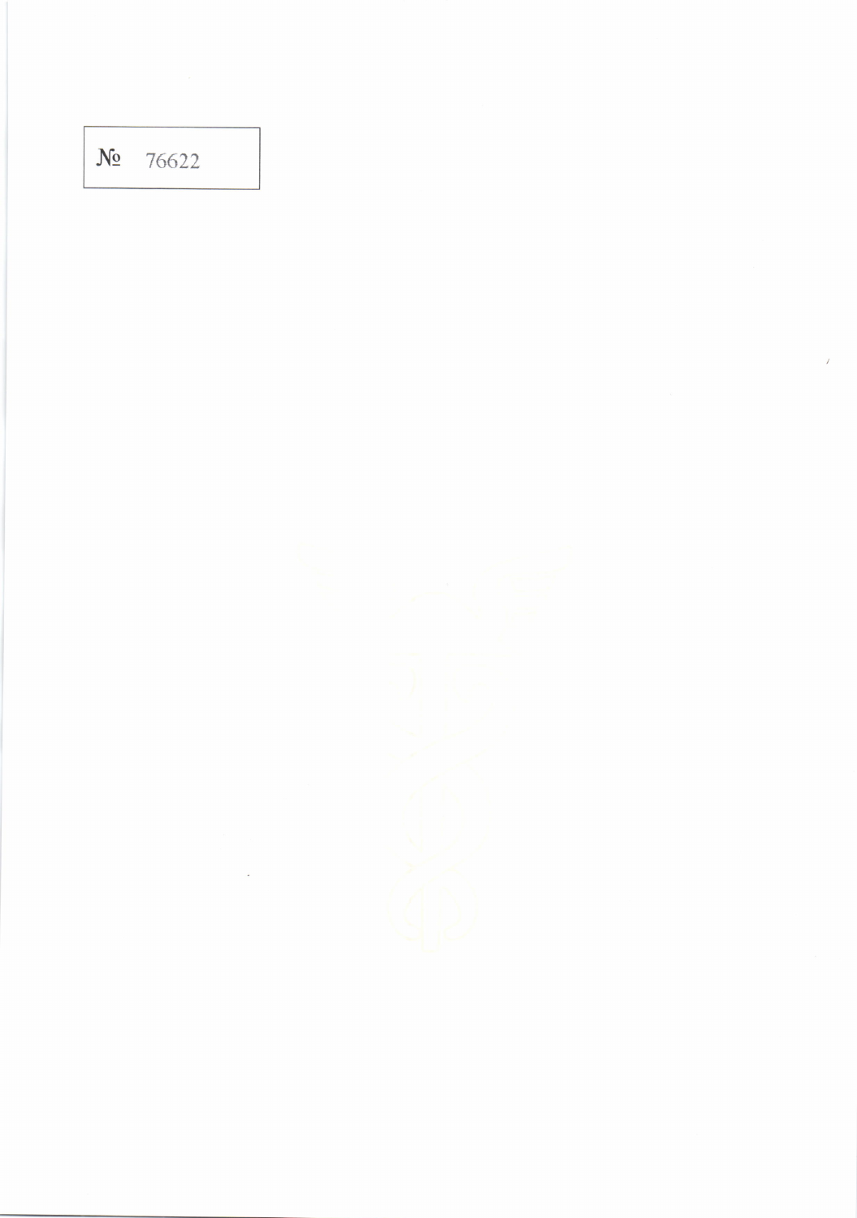№ 76622